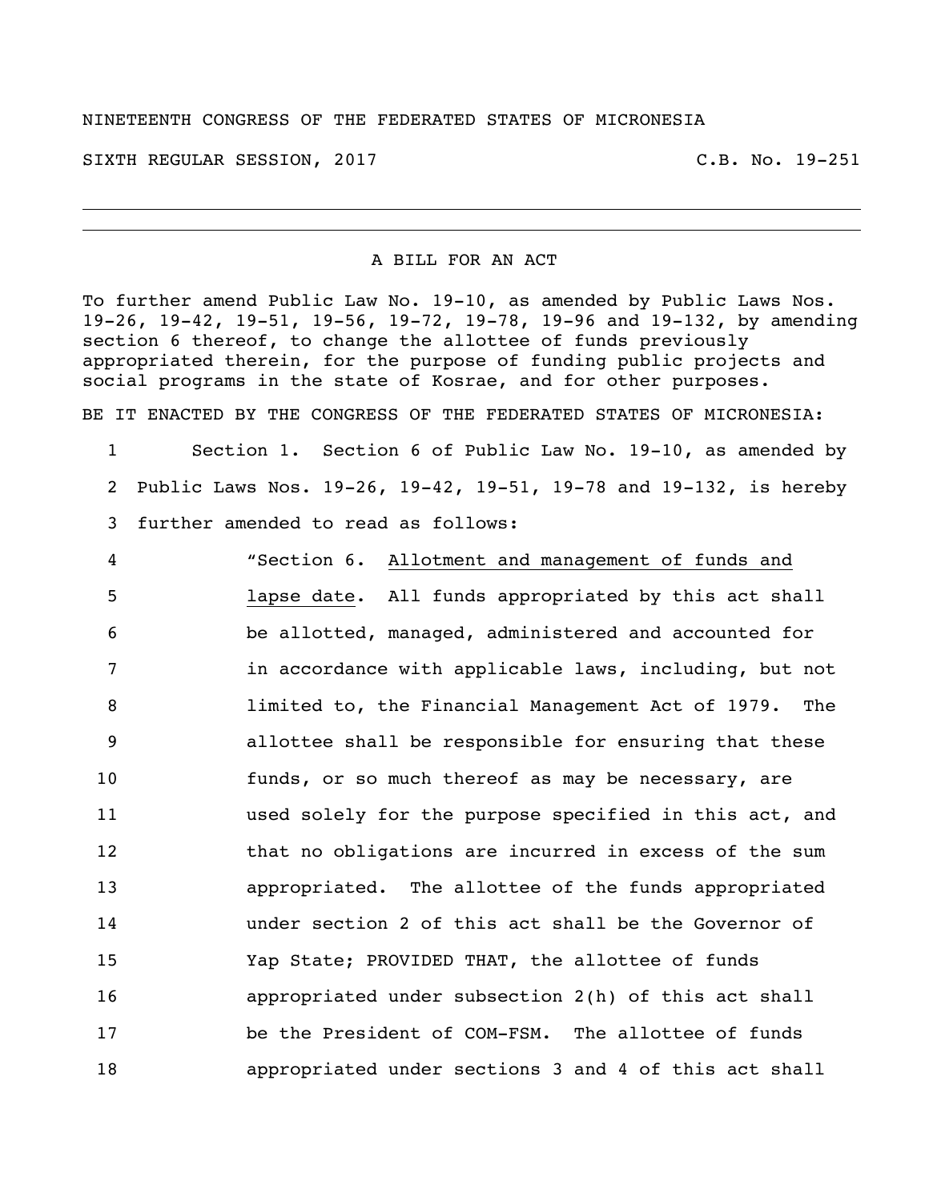NINETEENTH CONGRESS OF THE FEDERATED STATES OF MICRONESIA

SIXTH REGULAR SESSION, 2017 C.B. No. 19-251

---

A BILL FOR AN ACT

To further amend Public Law No. 19-10, as amended by Public Laws Nos. 19-26, 19-42, 19-51, 19-56, 19-72, 19-78, 19-96 and 19-132, by amending section 6 thereof, to change the allottee of funds previously appropriated therein, for the purpose of funding public projects and social programs in the state of Kosrae, and for other purposes.

BE IT ENACTED BY THE CONGRESS OF THE FEDERATED STATES OF MICRONESIA:

1 Section 1. Section 6 of Public Law No. 19-10, as amended by
2 Public Laws Nos. 19-26, 19-42, 19-51, 19-78 and 19-132, is hereby
3 further amended to read as follows:

4 "Section 6. Allotment and management of funds and
5 lapse date. All funds appropriated by this act shall
6 be allotted, managed, administered and accounted for
7 in accordance with applicable laws, including, but not
8 limited to, the Financial Management Act of 1979. The
9 allottee shall be responsible for ensuring that these
10 funds, or so much thereof as may be necessary, are
11 used solely for the purpose specified in this act, and
12 that no obligations are incurred in excess of the sum
13 appropriated. The allottee of the funds appropriated
14 under section 2 of this act shall be the Governor of
15 Yap State; PROVIDED THAT, the allottee of funds
16 appropriated under subsection 2(h) of this act shall
17 be the President of COM-FSM. The allottee of funds
18 appropriated under sections 3 and 4 of this act shall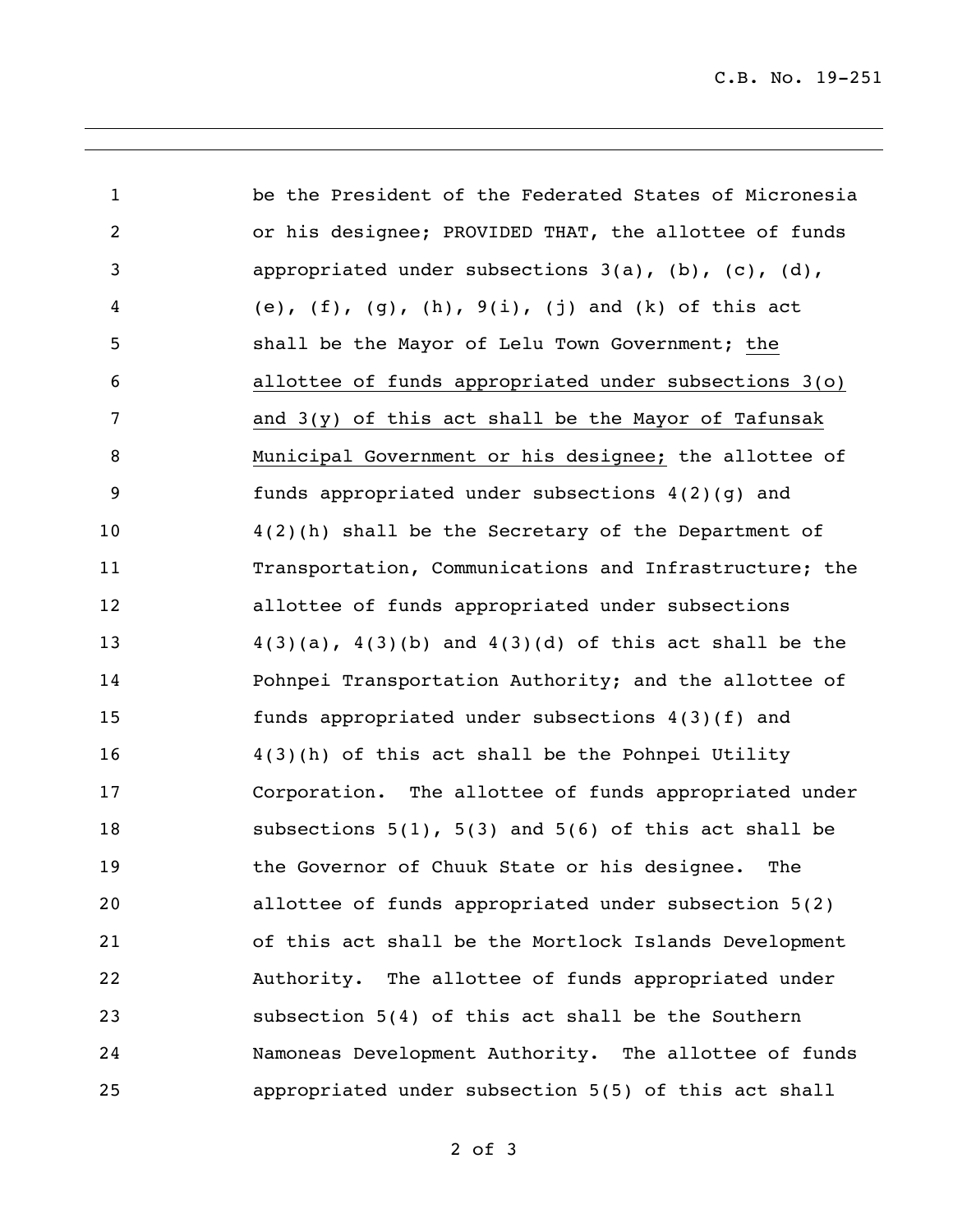be the President of the Federated States of Micronesia or his designee; PROVIDED THAT, the allottee of funds appropriated under subsections 3(a), (b), (c), (d), (e), (f), (g), (h), 9(i), (j) and (k) of this act shall be the Mayor of Lelu Town Government; <u>the allottee of funds appropriated under subsections 3(o) and 3(y) of this act shall be the Mayor of Tafunsak Municipal Government or his designee;</u> the allottee of funds appropriated under subsections 4(2)(g) and 4(2)(h) shall be the Secretary of the Department of Transportation, Communications and Infrastructure; the allottee of funds appropriated under subsections 4(3)(a), 4(3)(b) and 4(3)(d) of this act shall be the Pohnpei Transportation Authority; and the allottee of funds appropriated under subsections 4(3)(f) and 4(3)(h) of this act shall be the Pohnpei Utility Corporation. The allottee of funds appropriated under subsections 5(1), 5(3) and 5(6) of this act shall be the Governor of Chuuk State or his designee. The allottee of funds appropriated under subsection 5(2) of this act shall be the Mortlock Islands Development Authority. The allottee of funds appropriated under subsection 5(4) of this act shall be the Southern Namoneas Development Authority. The allottee of funds appropriated under subsection 5(5) of this act shall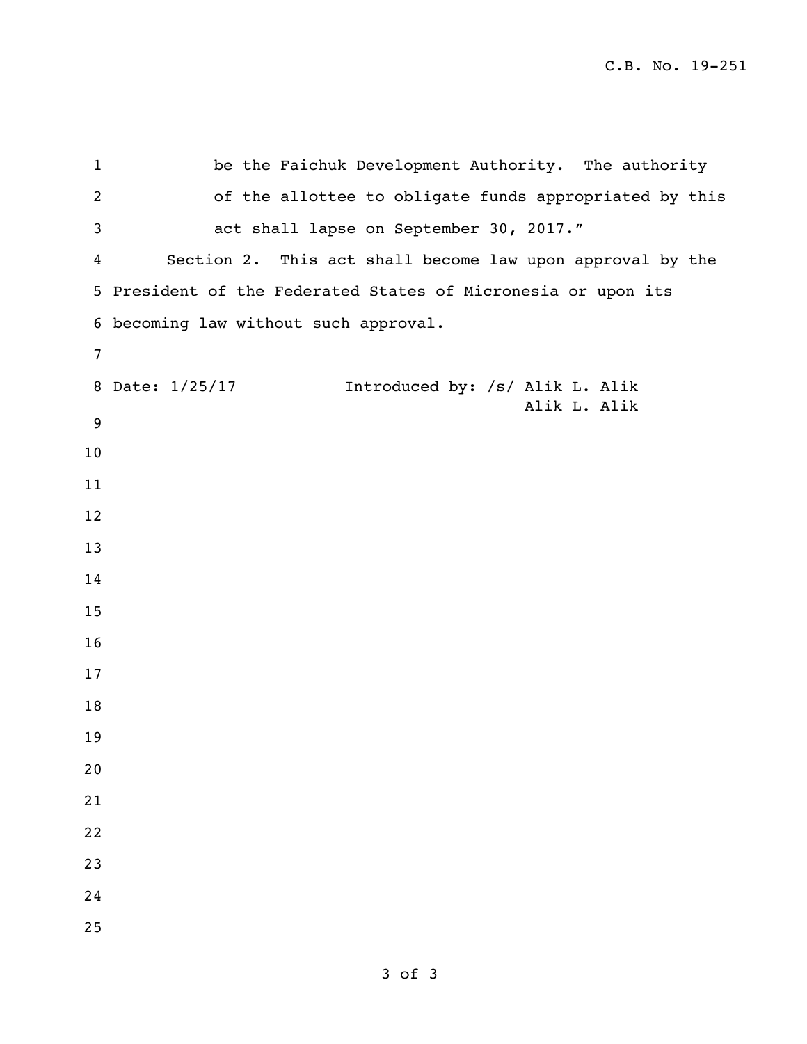be the Faichuk Development Authority. The authority of the allottee to obligate funds appropriated by this act shall lapse on September 30, 2017."

Section 2. This act shall become law upon approval by the President of the Federated States of Micronesia or upon its becoming law without such approval.

Date: 1/25/17 Introduced by: /s/ Alik L. Alik

Alik L. Alik